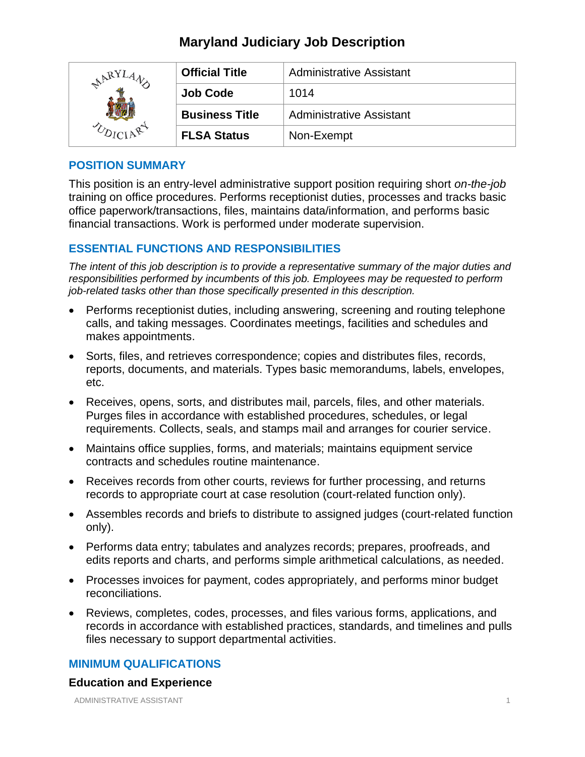# Maryland Judiciary Job Description

| | | |
|---|---|---|
| | **Official Title** | Administrative Assistant |
| | **Job Code** | 1014 |
| | **Business Title** | Administrative Assistant |
| | **FLSA Status** | Non-Exempt |

## POSITION SUMMARY

This position is an entry-level administrative support position requiring short *on-the-job* training on office procedures. Performs receptionist duties, processes and tracks basic office paperwork/transactions, files, maintains data/information, and performs basic financial transactions. Work is performed under moderate supervision.

## ESSENTIAL FUNCTIONS AND RESPONSIBILITIES

*The intent of this job description is to provide a representative summary of the major duties and responsibilities performed by incumbents of this job. Employees may be requested to perform job-related tasks other than those specifically presented in this description.*

- Performs receptionist duties, including answering, screening and routing telephone calls, and taking messages. Coordinates meetings, facilities and schedules and makes appointments.
- Sorts, files, and retrieves correspondence; copies and distributes files, records, reports, documents, and materials. Types basic memorandums, labels, envelopes, etc.
- Receives, opens, sorts, and distributes mail, parcels, files, and other materials. Purges files in accordance with established procedures, schedules, or legal requirements. Collects, seals, and stamps mail and arranges for courier service.
- Maintains office supplies, forms, and materials; maintains equipment service contracts and schedules routine maintenance.
- Receives records from other courts, reviews for further processing, and returns records to appropriate court at case resolution (court-related function only).
- Assembles records and briefs to distribute to assigned judges (court-related function only).
- Performs data entry; tabulates and analyzes records; prepares, proofreads, and edits reports and charts, and performs simple arithmetical calculations, as needed.
- Processes invoices for payment, codes appropriately, and performs minor budget reconciliations.
- Reviews, completes, codes, processes, and files various forms, applications, and records in accordance with established practices, standards, and timelines and pulls files necessary to support departmental activities.

## MINIMUM QUALIFICATIONS

### Education and Experience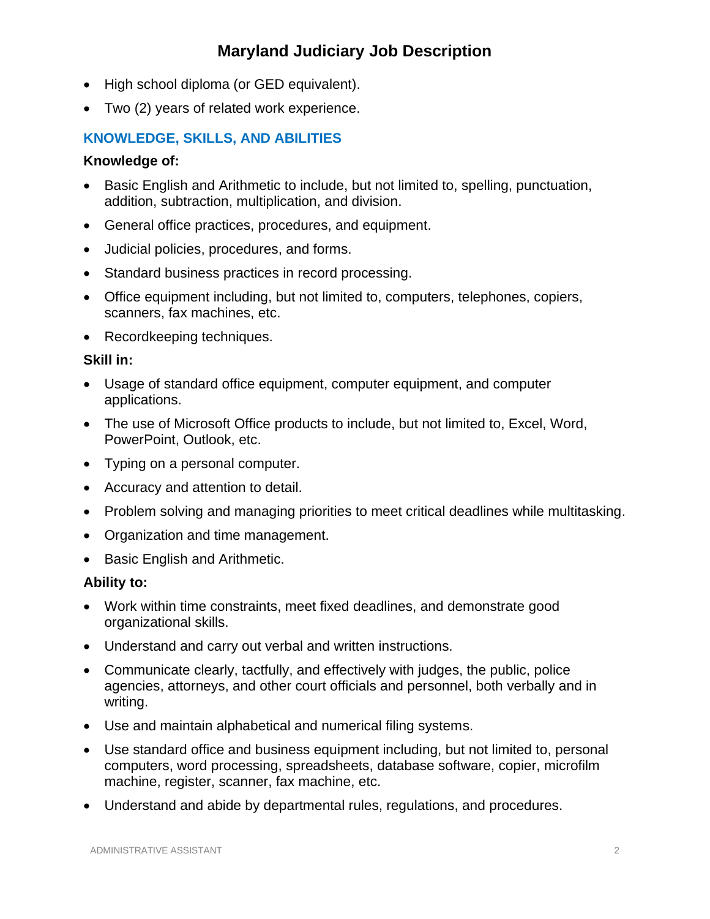- High school diploma (or GED equivalent).
- Two (2) years of related work experience.

## KNOWLEDGE, SKILLS, AND ABILITIES

**Knowledge of:**

- Basic English and Arithmetic to include, but not limited to, spelling, punctuation, addition, subtraction, multiplication, and division.
- General office practices, procedures, and equipment.
- Judicial policies, procedures, and forms.
- Standard business practices in record processing.
- Office equipment including, but not limited to, computers, telephones, copiers, scanners, fax machines, etc.
- Recordkeeping techniques.

**Skill in:**

- Usage of standard office equipment, computer equipment, and computer applications.
- The use of Microsoft Office products to include, but not limited to, Excel, Word, PowerPoint, Outlook, etc.
- Typing on a personal computer.
- Accuracy and attention to detail.
- Problem solving and managing priorities to meet critical deadlines while multitasking.
- Organization and time management.
- Basic English and Arithmetic.

**Ability to:**

- Work within time constraints, meet fixed deadlines, and demonstrate good organizational skills.
- Understand and carry out verbal and written instructions.
- Communicate clearly, tactfully, and effectively with judges, the public, police agencies, attorneys, and other court officials and personnel, both verbally and in writing.
- Use and maintain alphabetical and numerical filing systems.
- Use standard office and business equipment including, but not limited to, personal computers, word processing, spreadsheets, database software, copier, microfilm machine, register, scanner, fax machine, etc.
- Understand and abide by departmental rules, regulations, and procedures.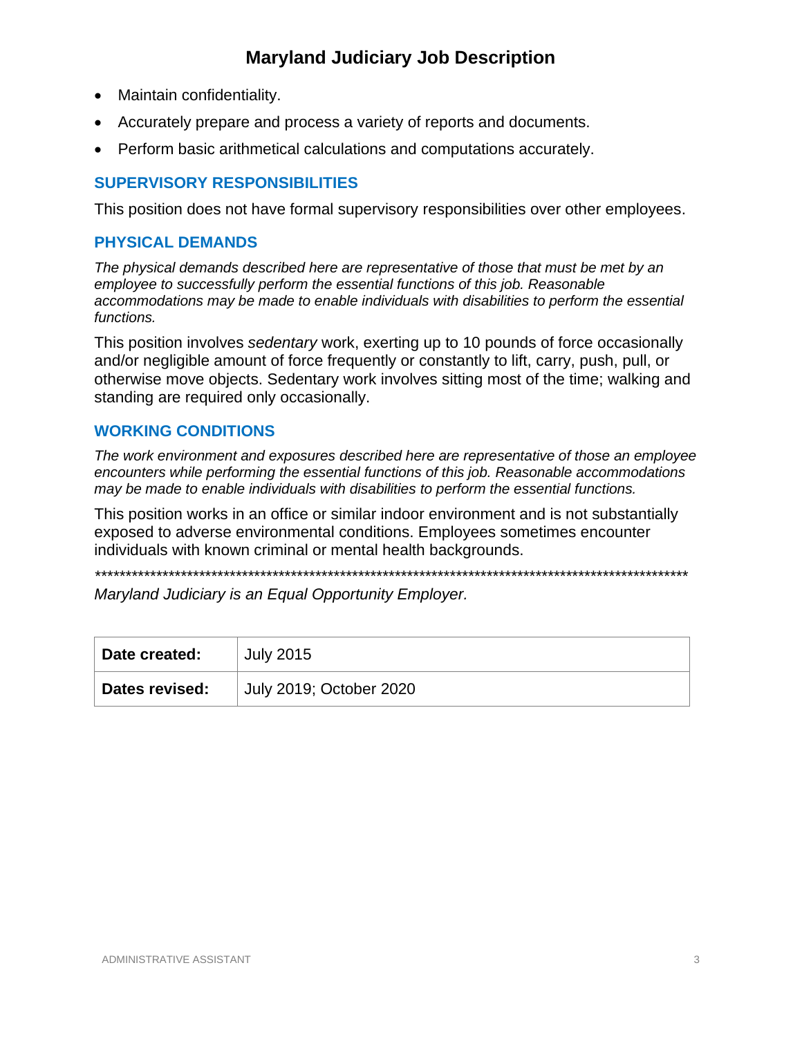- Maintain confidentiality.
- Accurately prepare and process a variety of reports and documents.
- Perform basic arithmetical calculations and computations accurately.

## SUPERVISORY RESPONSIBILITIES

This position does not have formal supervisory responsibilities over other employees.

## PHYSICAL DEMANDS

*The physical demands described here are representative of those that must be met by an employee to successfully perform the essential functions of this job. Reasonable accommodations may be made to enable individuals with disabilities to perform the essential functions.*

This position involves *sedentary* work, exerting up to 10 pounds of force occasionally and/or negligible amount of force frequently or constantly to lift, carry, push, pull, or otherwise move objects. Sedentary work involves sitting most of the time; walking and standing are required only occasionally.

## WORKING CONDITIONS

*The work environment and exposures described here are representative of those an employee encounters while performing the essential functions of this job. Reasonable accommodations may be made to enable individuals with disabilities to perform the essential functions.*

This position works in an office or similar indoor environment and is not substantially exposed to adverse environmental conditions. Employees sometimes encounter individuals with known criminal or mental health backgrounds.

****************************************************************************************************

*Maryland Judiciary is an Equal Opportunity Employer.*

| | |
|---|---|
| **Date created:** | July 2015 |
| **Dates revised:** | July 2019; October 2020 |